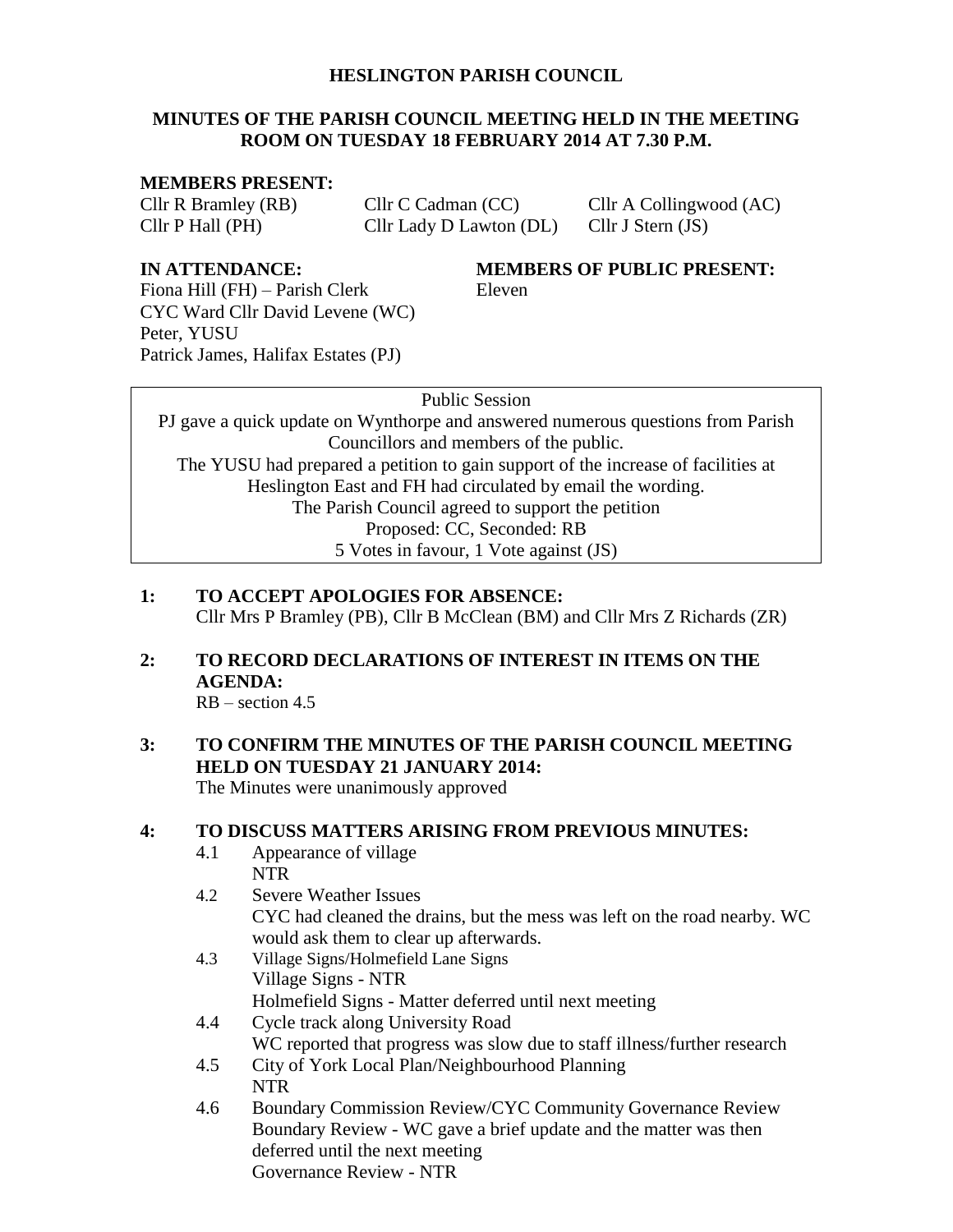# HESLINGTON PARISH COUNCIL

## MINUTES OF THE PARISH COUNCIL MEETING HELD IN THE MEETING ROOM ON TUESDAY 18 FEBRUARY 2014 AT 7.30 P.M.

**MEMBERS PRESENT:**

| | | |
|---|---|---|
| Cllr R Bramley (RB) | Cllr C Cadman (CC) | Cllr A Collingwood (AC) |
| Cllr P Hall (PH) | Cllr Lady D Lawton (DL) | Cllr J Stern (JS) |

**IN ATTENDANCE:**
Fiona Hill (FH) – Parish Clerk
CYC Ward Cllr David Levene (WC)
Peter, YUSU
Patrick James, Halifax Estates (PJ)

**MEMBERS OF PUBLIC PRESENT:**
Eleven

> Public Session
> PJ gave a quick update on Wynthorpe and answered numerous questions from Parish Councillors and members of the public.
> The YUSU had prepared a petition to gain support of the increase of facilities at Heslington East and FH had circulated by email the wording.
> The Parish Council agreed to support the petition
> Proposed: CC, Seconded: RB
> 5 Votes in favour, 1 Vote against (JS)

**1: TO ACCEPT APOLOGIES FOR ABSENCE:**
Cllr Mrs P Bramley (PB), Cllr B McClean (BM) and Cllr Mrs Z Richards (ZR)

**2: TO RECORD DECLARATIONS OF INTEREST IN ITEMS ON THE AGENDA:**
RB – section 4.5

**3: TO CONFIRM THE MINUTES OF THE PARISH COUNCIL MEETING HELD ON TUESDAY 21 JANUARY 2014:**
The Minutes were unanimously approved

**4: TO DISCUSS MATTERS ARISING FROM PREVIOUS MINUTES:**

4.1 Appearance of village
NTR

4.2 Severe Weather Issues
CYC had cleaned the drains, but the mess was left on the road nearby. WC would ask them to clear up afterwards.

4.3 Village Signs/Holmefield Lane Signs
Village Signs - NTR
Holmefield Signs - Matter deferred until next meeting

4.4 Cycle track along University Road
WC reported that progress was slow due to staff illness/further research

4.5 City of York Local Plan/Neighbourhood Planning
NTR

4.6 Boundary Commission Review/CYC Community Governance Review
Boundary Review - WC gave a brief update and the matter was then deferred until the next meeting
Governance Review - NTR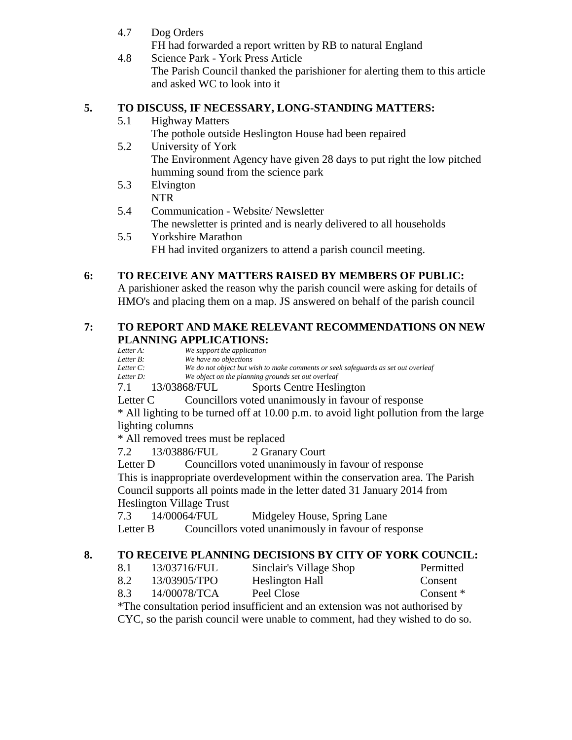4.7 Dog Orders

FH had forwarded a report written by RB to natural England

4.8 Science Park - York Press Article

The Parish Council thanked the parishioner for alerting them to this article and asked WC to look into it

## 5. TO DISCUSS, IF NECESSARY, LONG-STANDING MATTERS:

5.1 Highway Matters

The pothole outside Heslington House had been repaired

5.2 University of York

The Environment Agency have given 28 days to put right the low pitched humming sound from the science park

5.3 Elvington

NTR

5.4 Communication - Website/ Newsletter

The newsletter is printed and is nearly delivered to all households

5.5 Yorkshire Marathon

FH had invited organizers to attend a parish council meeting.

## 6: TO RECEIVE ANY MATTERS RAISED BY MEMBERS OF PUBLIC:

A parishioner asked the reason why the parish council were asking for details of HMO's and placing them on a map. JS answered on behalf of the parish council

## 7: TO REPORT AND MAKE RELEVANT RECOMMENDATIONS ON NEW PLANNING APPLICATIONS:

*Letter A: We support the application*
*Letter B: We have no objections*
*Letter C: We do not object but wish to make comments or seek safeguards as set out overleaf*
*Letter D: We object on the planning grounds set out overleaf*

7.1 13/03868/FUL Sports Centre Heslington

Letter C Councillors voted unanimously in favour of response

* All lighting to be turned off at 10.00 p.m. to avoid light pollution from the large lighting columns

* All removed trees must be replaced

7.2 13/03886/FUL 2 Granary Court

Letter D Councillors voted unanimously in favour of response

This is inappropriate overdevelopment within the conservation area. The Parish Council supports all points made in the letter dated 31 January 2014 from Heslington Village Trust

7.3 14/00064/FUL Midgeley House, Spring Lane

Letter B Councillors voted unanimously in favour of response

## 8. TO RECEIVE PLANNING DECISIONS BY CITY OF YORK COUNCIL:

| | | | |
|---|---|---|---|
| 8.1 | 13/03716/FUL | Sinclair's Village Shop | Permitted |
| 8.2 | 13/03905/TPO | Heslington Hall | Consent |
| 8.3 | 14/00078/TCA | Peel Close | Consent * |

*The consultation period insufficient and an extension was not authorised by CYC, so the parish council were unable to comment, had they wished to do so.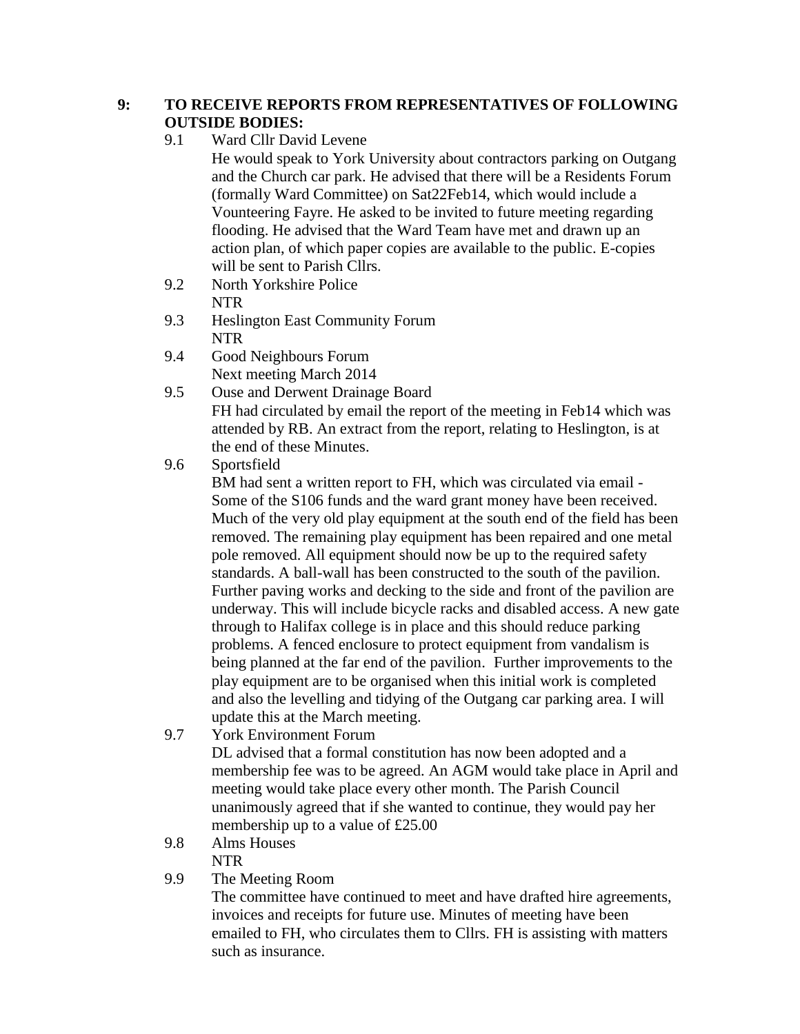**9: TO RECEIVE REPORTS FROM REPRESENTATIVES OF FOLLOWING OUTSIDE BODIES:**

9.1 Ward Cllr David Levene

He would speak to York University about contractors parking on Outgang and the Church car park. He advised that there will be a Residents Forum (formally Ward Committee) on Sat22Feb14, which would include a Vounteering Fayre. He asked to be invited to future meeting regarding flooding. He advised that the Ward Team have met and drawn up an action plan, of which paper copies are available to the public. E-copies will be sent to Parish Cllrs.

9.2 North Yorkshire Police

NTR

9.3 Heslington East Community Forum

NTR

9.4 Good Neighbours Forum

Next meeting March 2014

9.5 Ouse and Derwent Drainage Board

FH had circulated by email the report of the meeting in Feb14 which was attended by RB. An extract from the report, relating to Heslington, is at the end of these Minutes.

9.6 Sportsfield

BM had sent a written report to FH, which was circulated via email - Some of the S106 funds and the ward grant money have been received. Much of the very old play equipment at the south end of the field has been removed. The remaining play equipment has been repaired and one metal pole removed. All equipment should now be up to the required safety standards. A ball-wall has been constructed to the south of the pavilion. Further paving works and decking to the side and front of the pavilion are underway. This will include bicycle racks and disabled access. A new gate through to Halifax college is in place and this should reduce parking problems. A fenced enclosure to protect equipment from vandalism is being planned at the far end of the pavilion. Further improvements to the play equipment are to be organised when this initial work is completed and also the levelling and tidying of the Outgang car parking area. I will update this at the March meeting.

9.7 York Environment Forum

DL advised that a formal constitution has now been adopted and a membership fee was to be agreed. An AGM would take place in April and meeting would take place every other month. The Parish Council unanimously agreed that if she wanted to continue, they would pay her membership up to a value of £25.00

9.8 Alms Houses

NTR

9.9 The Meeting Room

The committee have continued to meet and have drafted hire agreements, invoices and receipts for future use. Minutes of meeting have been emailed to FH, who circulates them to Cllrs. FH is assisting with matters such as insurance.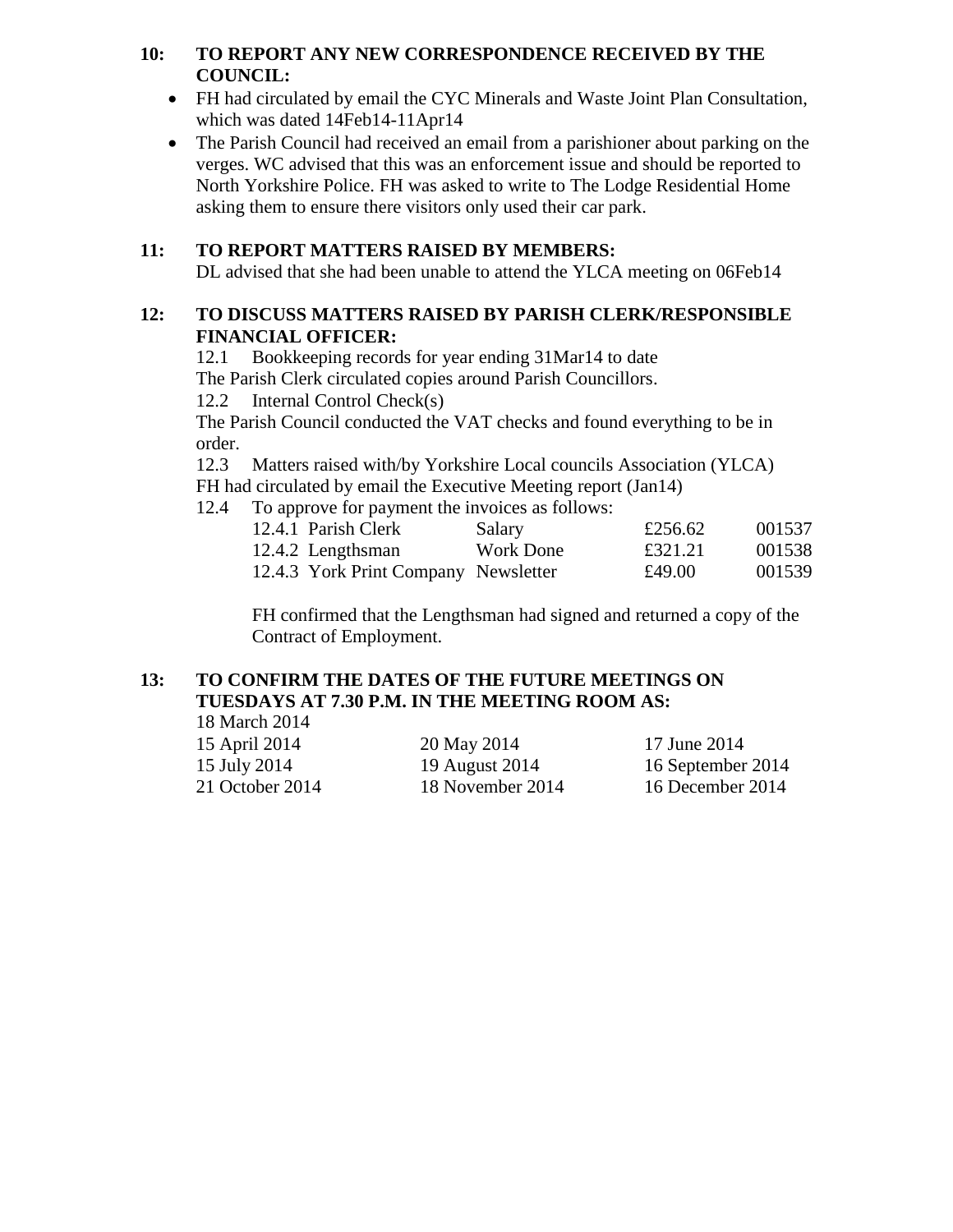**10: TO REPORT ANY NEW CORRESPONDENCE RECEIVED BY THE COUNCIL:**

- FH had circulated by email the CYC Minerals and Waste Joint Plan Consultation, which was dated 14Feb14-11Apr14
- The Parish Council had received an email from a parishioner about parking on the verges. WC advised that this was an enforcement issue and should be reported to North Yorkshire Police. FH was asked to write to The Lodge Residential Home asking them to ensure there visitors only used their car park.

**11: TO REPORT MATTERS RAISED BY MEMBERS:**

DL advised that she had been unable to attend the YLCA meeting on 06Feb14

**12: TO DISCUSS MATTERS RAISED BY PARISH CLERK/RESPONSIBLE FINANCIAL OFFICER:**

12.1 Bookkeeping records for year ending 31Mar14 to date

The Parish Clerk circulated copies around Parish Councillors.

12.2 Internal Control Check(s)

The Parish Council conducted the VAT checks and found everything to be in order.

12.3 Matters raised with/by Yorkshire Local councils Association (YLCA)

FH had circulated by email the Executive Meeting report (Jan14)

12.4 To approve for payment the invoices as follows:

| | | | |
|---|---|---|---|
| 12.4.1 Parish Clerk | Salary | £256.62 | 001537 |
| 12.4.2 Lengthsman | Work Done | £321.21 | 001538 |
| 12.4.3 York Print Company | Newsletter | £49.00 | 001539 |

FH confirmed that the Lengthsman had signed and returned a copy of the Contract of Employment.

**13: TO CONFIRM THE DATES OF THE FUTURE MEETINGS ON TUESDAYS AT 7.30 P.M. IN THE MEETING ROOM AS:**

18 March 2014

| | | |
|---|---|---|
| 15 April 2014 | 20 May 2014 | 17 June 2014 |
| 15 July 2014 | 19 August 2014 | 16 September 2014 |
| 21 October 2014 | 18 November 2014 | 16 December 2014 |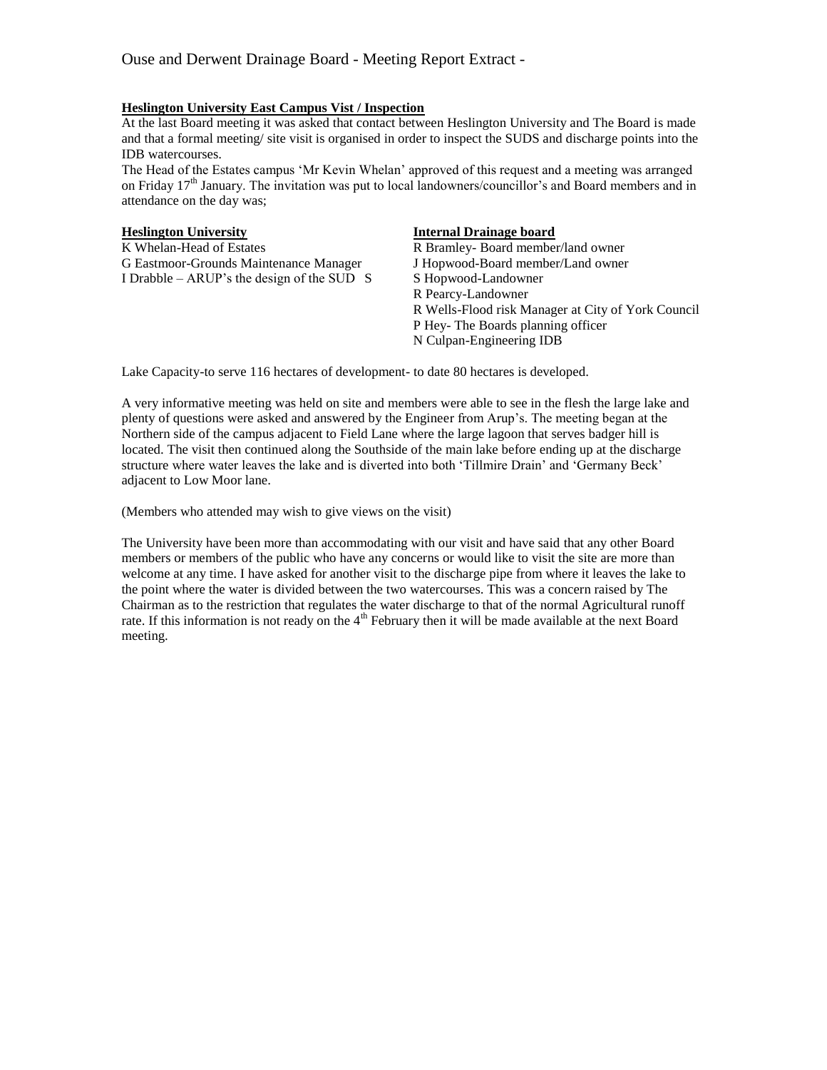# Ouse and Derwent Drainage Board - Meeting Report Extract -

**Heslington University East Campus Vist / Inspection**

At the last Board meeting it was asked that contact between Heslington University and The Board is made and that a formal meeting/ site visit is organised in order to inspect the SUDS and discharge points into the IDB watercourses.

The Head of the Estates campus 'Mr Kevin Whelan' approved of this request and a meeting was arranged on Friday 17th January. The invitation was put to local landowners/councillor's and Board members and in attendance on the day was;

**Heslington University**

K Whelan-Head of Estates
G Eastmoor-Grounds Maintenance Manager
I Drabble – ARUP's the design of the SUD S

**Internal Drainage board**

R Bramley- Board member/land owner
J Hopwood-Board member/Land owner
S Hopwood-Landowner
R Pearcy-Landowner
R Wells-Flood risk Manager at City of York Council
P Hey- The Boards planning officer
N Culpan-Engineering IDB

Lake Capacity-to serve 116 hectares of development- to date 80 hectares is developed.

A very informative meeting was held on site and members were able to see in the flesh the large lake and plenty of questions were asked and answered by the Engineer from Arup's. The meeting began at the Northern side of the campus adjacent to Field Lane where the large lagoon that serves badger hill is located. The visit then continued along the Southside of the main lake before ending up at the discharge structure where water leaves the lake and is diverted into both 'Tillmire Drain' and 'Germany Beck' adjacent to Low Moor lane.

(Members who attended may wish to give views on the visit)

The University have been more than accommodating with our visit and have said that any other Board members or members of the public who have any concerns or would like to visit the site are more than welcome at any time. I have asked for another visit to the discharge pipe from where it leaves the lake to the point where the water is divided between the two watercourses. This was a concern raised by The Chairman as to the restriction that regulates the water discharge to that of the normal Agricultural runoff rate. If this information is not ready on the 4th February then it will be made available at the next Board meeting.